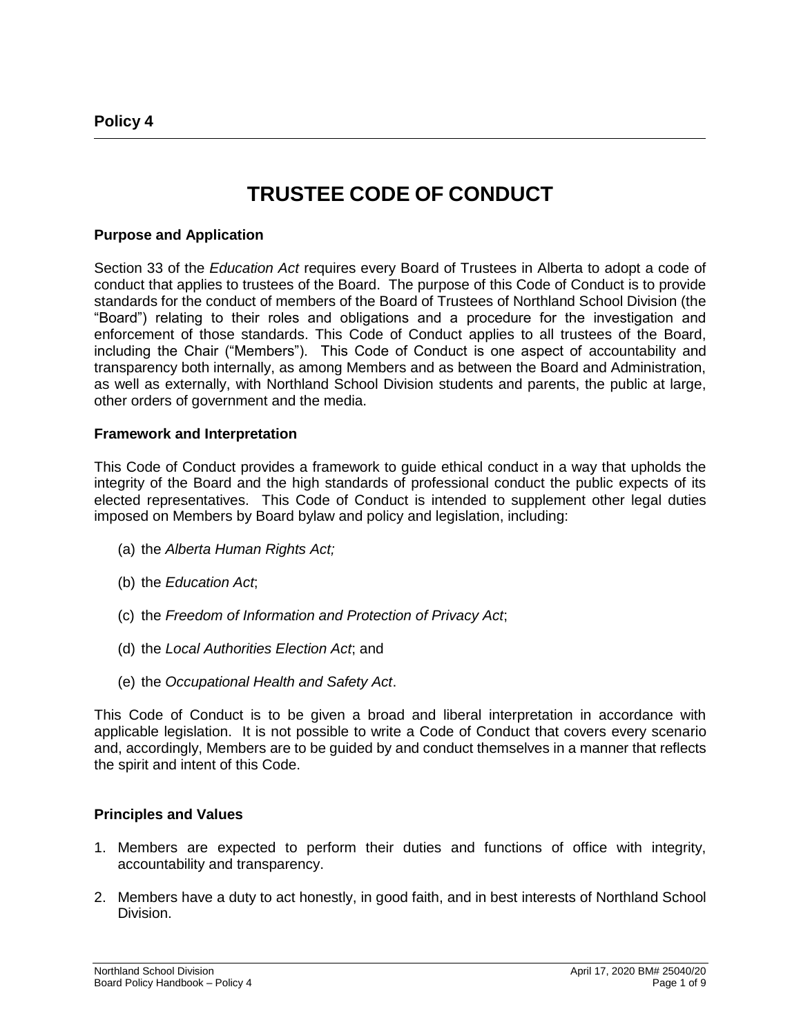**Policy 4**

# TRUSTEE CODE OF CONDUCT

### Purpose and Application

Section 33 of the *Education Act* requires every Board of Trustees in Alberta to adopt a code of conduct that applies to trustees of the Board. The purpose of this Code of Conduct is to provide standards for the conduct of members of the Board of Trustees of Northland School Division (the "Board") relating to their roles and obligations and a procedure for the investigation and enforcement of those standards. This Code of Conduct applies to all trustees of the Board, including the Chair ("Members"). This Code of Conduct is one aspect of accountability and transparency both internally, as among Members and as between the Board and Administration, as well as externally, with Northland School Division students and parents, the public at large, other orders of government and the media.

### Framework and Interpretation

This Code of Conduct provides a framework to guide ethical conduct in a way that upholds the integrity of the Board and the high standards of professional conduct the public expects of its elected representatives. This Code of Conduct is intended to supplement other legal duties imposed on Members by Board bylaw and policy and legislation, including:

(a) the *Alberta Human Rights Act;*

(b) the *Education Act*;

(c) the *Freedom of Information and Protection of Privacy Act*;

(d) the *Local Authorities Election Act*; and

(e) the *Occupational Health and Safety Act*.

This Code of Conduct is to be given a broad and liberal interpretation in accordance with applicable legislation. It is not possible to write a Code of Conduct that covers every scenario and, accordingly, Members are to be guided by and conduct themselves in a manner that reflects the spirit and intent of this Code.

### Principles and Values

1. Members are expected to perform their duties and functions of office with integrity, accountability and transparency.
2. Members have a duty to act honestly, in good faith, and in best interests of Northland School Division.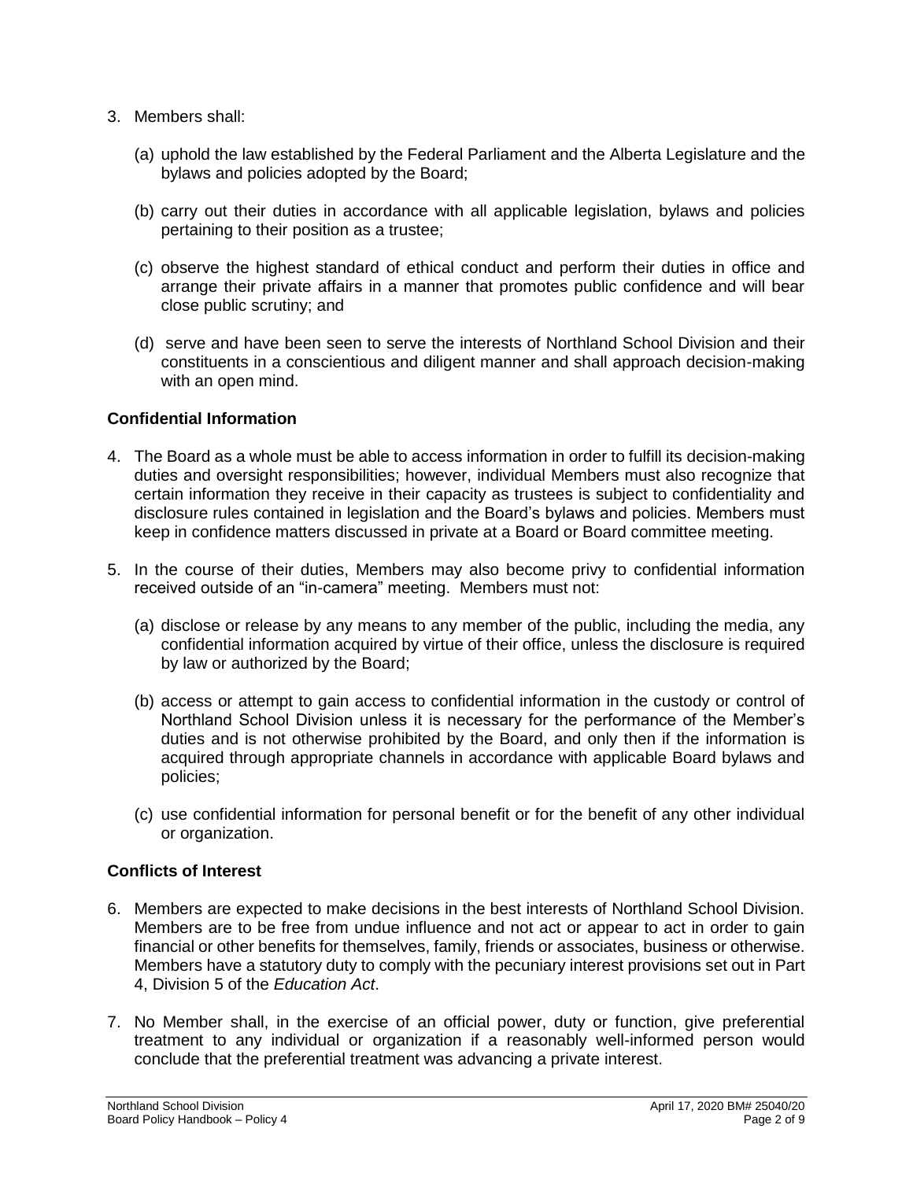3. Members shall:

   (a) uphold the law established by the Federal Parliament and the Alberta Legislature and the bylaws and policies adopted by the Board;

   (b) carry out their duties in accordance with all applicable legislation, bylaws and policies pertaining to their position as a trustee;

   (c) observe the highest standard of ethical conduct and perform their duties in office and arrange their private affairs in a manner that promotes public confidence and will bear close public scrutiny; and

   (d) serve and have been seen to serve the interests of Northland School Division and their constituents in a conscientious and diligent manner and shall approach decision-making with an open mind.

**Confidential Information**

4. The Board as a whole must be able to access information in order to fulfill its decision-making duties and oversight responsibilities; however, individual Members must also recognize that certain information they receive in their capacity as trustees is subject to confidentiality and disclosure rules contained in legislation and the Board's bylaws and policies. Members must keep in confidence matters discussed in private at a Board or Board committee meeting.

5. In the course of their duties, Members may also become privy to confidential information received outside of an "in-camera" meeting. Members must not:

   (a) disclose or release by any means to any member of the public, including the media, any confidential information acquired by virtue of their office, unless the disclosure is required by law or authorized by the Board;

   (b) access or attempt to gain access to confidential information in the custody or control of Northland School Division unless it is necessary for the performance of the Member's duties and is not otherwise prohibited by the Board, and only then if the information is acquired through appropriate channels in accordance with applicable Board bylaws and policies;

   (c) use confidential information for personal benefit or for the benefit of any other individual or organization.

**Conflicts of Interest**

6. Members are expected to make decisions in the best interests of Northland School Division. Members are to be free from undue influence and not act or appear to act in order to gain financial or other benefits for themselves, family, friends or associates, business or otherwise. Members have a statutory duty to comply with the pecuniary interest provisions set out in Part 4, Division 5 of the *Education Act*.

7. No Member shall, in the exercise of an official power, duty or function, give preferential treatment to any individual or organization if a reasonably well-informed person would conclude that the preferential treatment was advancing a private interest.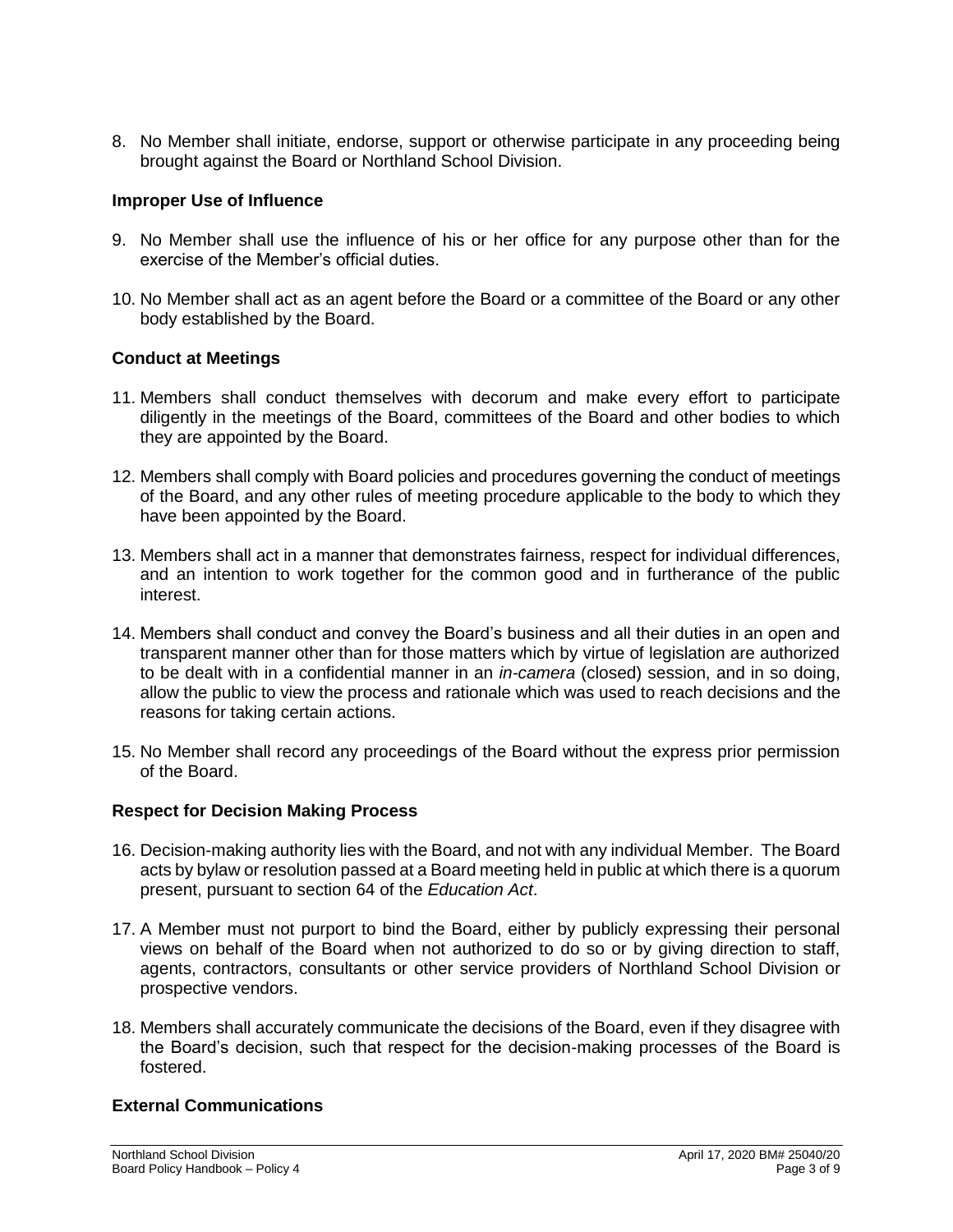8. No Member shall initiate, endorse, support or otherwise participate in any proceeding being brought against the Board or Northland School Division.

### Improper Use of Influence

9. No Member shall use the influence of his or her office for any purpose other than for the exercise of the Member's official duties.

10. No Member shall act as an agent before the Board or a committee of the Board or any other body established by the Board.

### Conduct at Meetings

11. Members shall conduct themselves with decorum and make every effort to participate diligently in the meetings of the Board, committees of the Board and other bodies to which they are appointed by the Board.

12. Members shall comply with Board policies and procedures governing the conduct of meetings of the Board, and any other rules of meeting procedure applicable to the body to which they have been appointed by the Board.

13. Members shall act in a manner that demonstrates fairness, respect for individual differences, and an intention to work together for the common good and in furtherance of the public interest.

14. Members shall conduct and convey the Board's business and all their duties in an open and transparent manner other than for those matters which by virtue of legislation are authorized to be dealt with in a confidential manner in an *in-camera* (closed) session, and in so doing, allow the public to view the process and rationale which was used to reach decisions and the reasons for taking certain actions.

15. No Member shall record any proceedings of the Board without the express prior permission of the Board.

### Respect for Decision Making Process

16. Decision-making authority lies with the Board, and not with any individual Member. The Board acts by bylaw or resolution passed at a Board meeting held in public at which there is a quorum present, pursuant to section 64 of the *Education Act*.

17. A Member must not purport to bind the Board, either by publicly expressing their personal views on behalf of the Board when not authorized to do so or by giving direction to staff, agents, contractors, consultants or other service providers of Northland School Division or prospective vendors.

18. Members shall accurately communicate the decisions of the Board, even if they disagree with the Board's decision, such that respect for the decision-making processes of the Board is fostered.

### External Communications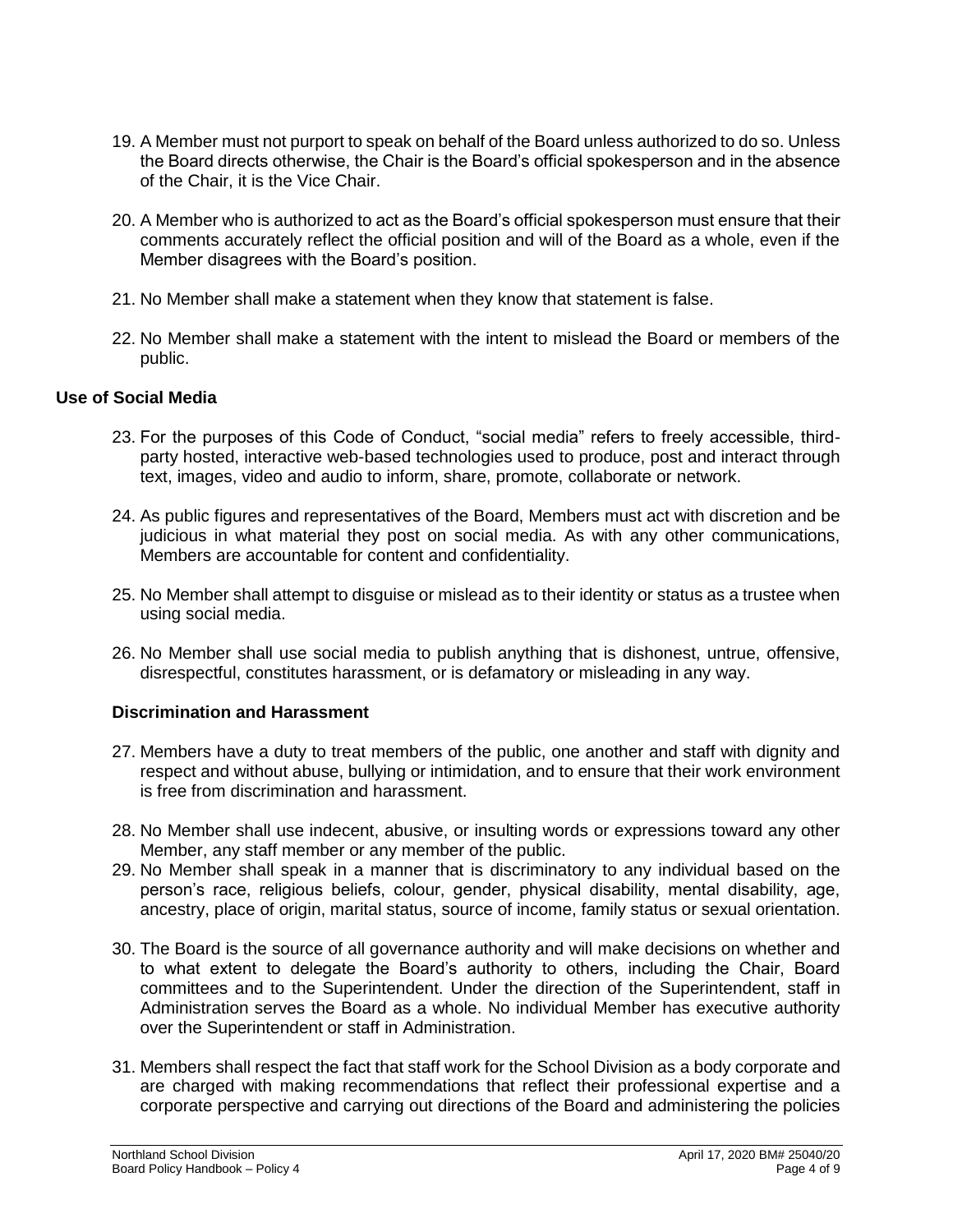19. A Member must not purport to speak on behalf of the Board unless authorized to do so. Unless the Board directs otherwise, the Chair is the Board's official spokesperson and in the absence of the Chair, it is the Vice Chair.

20. A Member who is authorized to act as the Board's official spokesperson must ensure that their comments accurately reflect the official position and will of the Board as a whole, even if the Member disagrees with the Board's position.

21. No Member shall make a statement when they know that statement is false.

22. No Member shall make a statement with the intent to mislead the Board or members of the public.

### Use of Social Media

23. For the purposes of this Code of Conduct, "social media" refers to freely accessible, third-party hosted, interactive web-based technologies used to produce, post and interact through text, images, video and audio to inform, share, promote, collaborate or network.

24. As public figures and representatives of the Board, Members must act with discretion and be judicious in what material they post on social media. As with any other communications, Members are accountable for content and confidentiality.

25. No Member shall attempt to disguise or mislead as to their identity or status as a trustee when using social media.

26. No Member shall use social media to publish anything that is dishonest, untrue, offensive, disrespectful, constitutes harassment, or is defamatory or misleading in any way.

### Discrimination and Harassment

27. Members have a duty to treat members of the public, one another and staff with dignity and respect and without abuse, bullying or intimidation, and to ensure that their work environment is free from discrimination and harassment.

28. No Member shall use indecent, abusive, or insulting words or expressions toward any other Member, any staff member or any member of the public.

29. No Member shall speak in a manner that is discriminatory to any individual based on the person's race, religious beliefs, colour, gender, physical disability, mental disability, age, ancestry, place of origin, marital status, source of income, family status or sexual orientation.

30. The Board is the source of all governance authority and will make decisions on whether and to what extent to delegate the Board's authority to others, including the Chair, Board committees and to the Superintendent. Under the direction of the Superintendent, staff in Administration serves the Board as a whole. No individual Member has executive authority over the Superintendent or staff in Administration.

31. Members shall respect the fact that staff work for the School Division as a body corporate and are charged with making recommendations that reflect their professional expertise and a corporate perspective and carrying out directions of the Board and administering the policies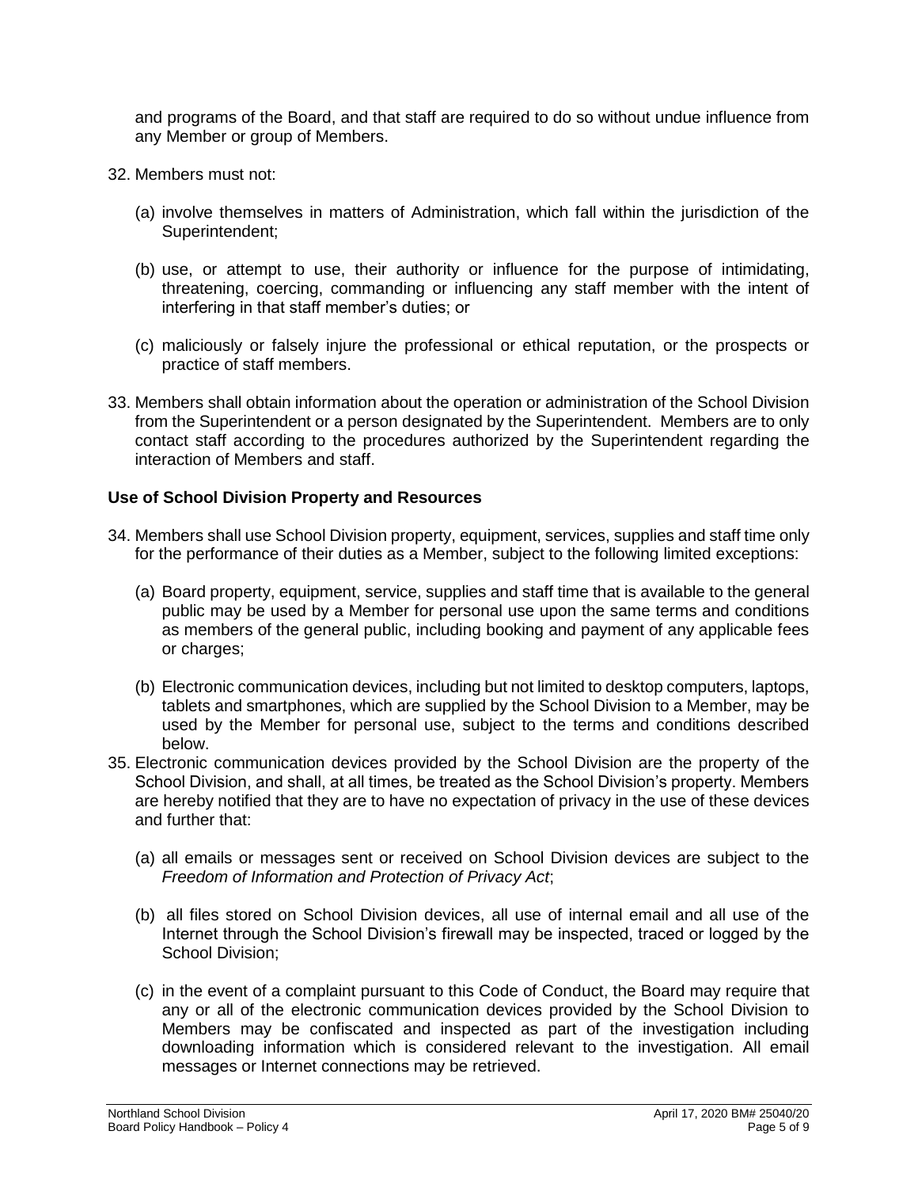and programs of the Board, and that staff are required to do so without undue influence from any Member or group of Members.

32. Members must not:

    (a) involve themselves in matters of Administration, which fall within the jurisdiction of the Superintendent;

    (b) use, or attempt to use, their authority or influence for the purpose of intimidating, threatening, coercing, commanding or influencing any staff member with the intent of interfering in that staff member's duties; or

    (c) maliciously or falsely injure the professional or ethical reputation, or the prospects or practice of staff members.

33. Members shall obtain information about the operation or administration of the School Division from the Superintendent or a person designated by the Superintendent. Members are to only contact staff according to the procedures authorized by the Superintendent regarding the interaction of Members and staff.

**Use of School Division Property and Resources**

34. Members shall use School Division property, equipment, services, supplies and staff time only for the performance of their duties as a Member, subject to the following limited exceptions:

    (a) Board property, equipment, service, supplies and staff time that is available to the general public may be used by a Member for personal use upon the same terms and conditions as members of the general public, including booking and payment of any applicable fees or charges;

    (b) Electronic communication devices, including but not limited to desktop computers, laptops, tablets and smartphones, which are supplied by the School Division to a Member, may be used by the Member for personal use, subject to the terms and conditions described below.

35. Electronic communication devices provided by the School Division are the property of the School Division, and shall, at all times, be treated as the School Division's property. Members are hereby notified that they are to have no expectation of privacy in the use of these devices and further that:

    (a) all emails or messages sent or received on School Division devices are subject to the *Freedom of Information and Protection of Privacy Act*;

    (b) all files stored on School Division devices, all use of internal email and all use of the Internet through the School Division's firewall may be inspected, traced or logged by the School Division;

    (c) in the event of a complaint pursuant to this Code of Conduct, the Board may require that any or all of the electronic communication devices provided by the School Division to Members may be confiscated and inspected as part of the investigation including downloading information which is considered relevant to the investigation. All email messages or Internet connections may be retrieved.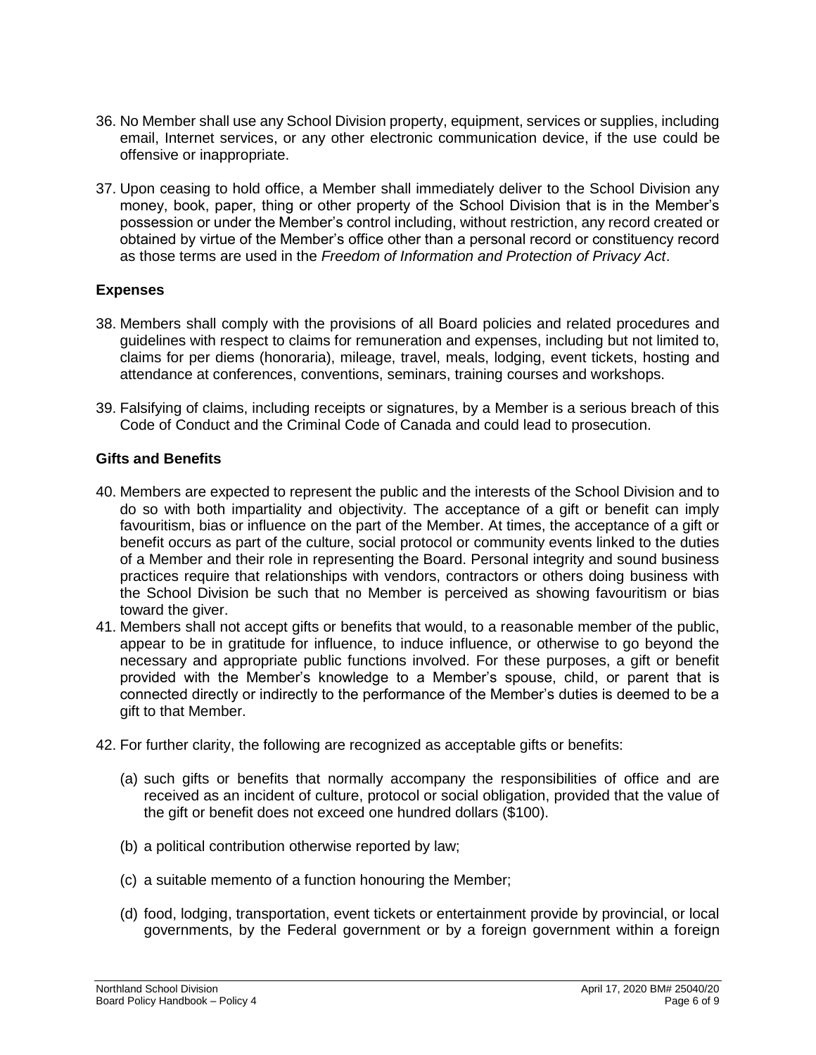36. No Member shall use any School Division property, equipment, services or supplies, including email, Internet services, or any other electronic communication device, if the use could be offensive or inappropriate.

37. Upon ceasing to hold office, a Member shall immediately deliver to the School Division any money, book, paper, thing or other property of the School Division that is in the Member's possession or under the Member's control including, without restriction, any record created or obtained by virtue of the Member's office other than a personal record or constituency record as those terms are used in the *Freedom of Information and Protection of Privacy Act*.

### Expenses

38. Members shall comply with the provisions of all Board policies and related procedures and guidelines with respect to claims for remuneration and expenses, including but not limited to, claims for per diems (honoraria), mileage, travel, meals, lodging, event tickets, hosting and attendance at conferences, conventions, seminars, training courses and workshops.

39. Falsifying of claims, including receipts or signatures, by a Member is a serious breach of this Code of Conduct and the Criminal Code of Canada and could lead to prosecution.

### Gifts and Benefits

40. Members are expected to represent the public and the interests of the School Division and to do so with both impartiality and objectivity. The acceptance of a gift or benefit can imply favouritism, bias or influence on the part of the Member. At times, the acceptance of a gift or benefit occurs as part of the culture, social protocol or community events linked to the duties of a Member and their role in representing the Board. Personal integrity and sound business practices require that relationships with vendors, contractors or others doing business with the School Division be such that no Member is perceived as showing favouritism or bias toward the giver.

41. Members shall not accept gifts or benefits that would, to a reasonable member of the public, appear to be in gratitude for influence, to induce influence, or otherwise to go beyond the necessary and appropriate public functions involved. For these purposes, a gift or benefit provided with the Member's knowledge to a Member's spouse, child, or parent that is connected directly or indirectly to the performance of the Member's duties is deemed to be a gift to that Member.

42. For further clarity, the following are recognized as acceptable gifts or benefits:

    (a) such gifts or benefits that normally accompany the responsibilities of office and are received as an incident of culture, protocol or social obligation, provided that the value of the gift or benefit does not exceed one hundred dollars ($100).

    (b) a political contribution otherwise reported by law;

    (c) a suitable memento of a function honouring the Member;

    (d) food, lodging, transportation, event tickets or entertainment provide by provincial, or local governments, by the Federal government or by a foreign government within a foreign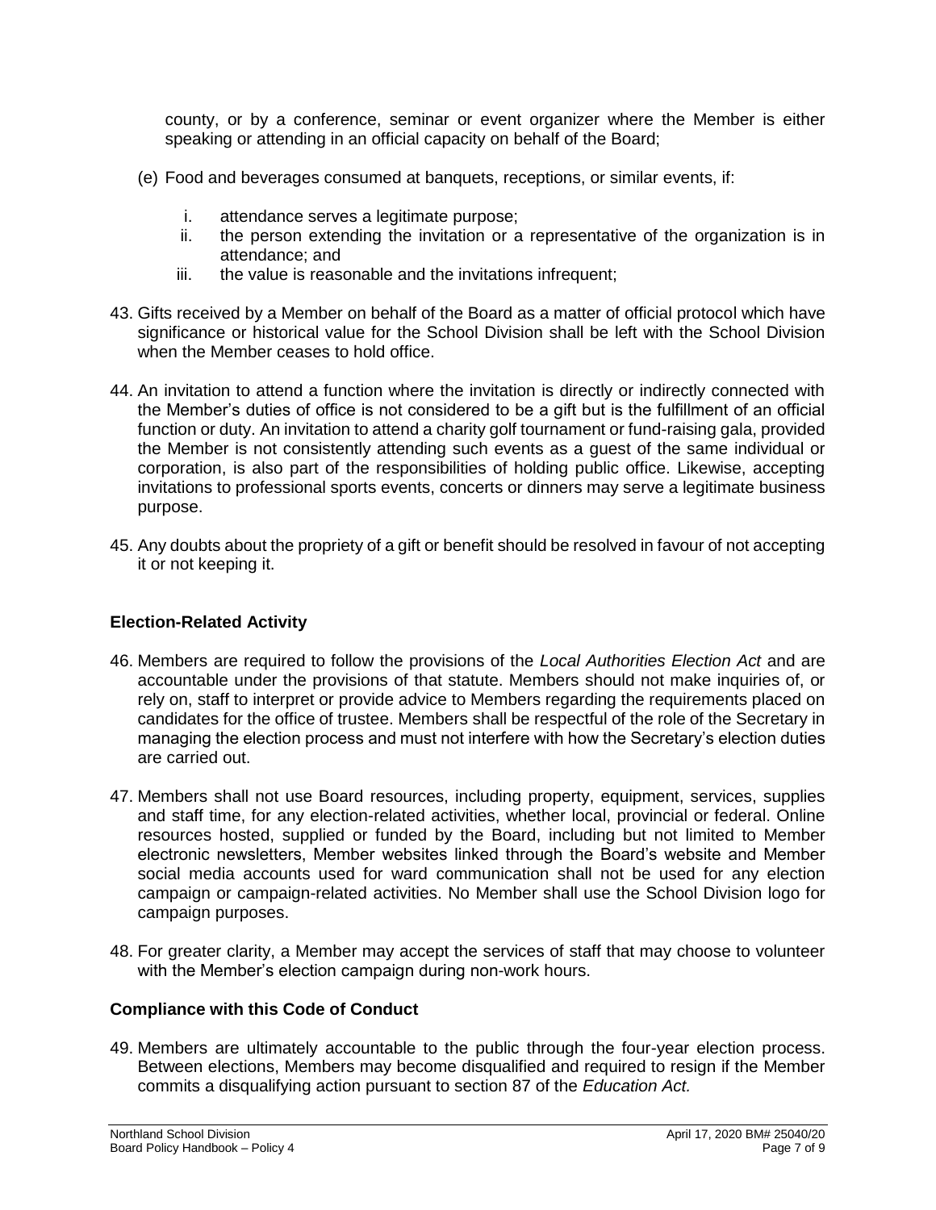county, or by a conference, seminar or event organizer where the Member is either speaking or attending in an official capacity on behalf of the Board;

(e) Food and beverages consumed at banquets, receptions, or similar events, if:

   i. attendance serves a legitimate purpose;
   ii. the person extending the invitation or a representative of the organization is in attendance; and
   iii. the value is reasonable and the invitations infrequent;

43. Gifts received by a Member on behalf of the Board as a matter of official protocol which have significance or historical value for the School Division shall be left with the School Division when the Member ceases to hold office.

44. An invitation to attend a function where the invitation is directly or indirectly connected with the Member's duties of office is not considered to be a gift but is the fulfillment of an official function or duty. An invitation to attend a charity golf tournament or fund-raising gala, provided the Member is not consistently attending such events as a guest of the same individual or corporation, is also part of the responsibilities of holding public office. Likewise, accepting invitations to professional sports events, concerts or dinners may serve a legitimate business purpose.

45. Any doubts about the propriety of a gift or benefit should be resolved in favour of not accepting it or not keeping it.

### Election-Related Activity

46. Members are required to follow the provisions of the *Local Authorities Election Act* and are accountable under the provisions of that statute. Members should not make inquiries of, or rely on, staff to interpret or provide advice to Members regarding the requirements placed on candidates for the office of trustee. Members shall be respectful of the role of the Secretary in managing the election process and must not interfere with how the Secretary's election duties are carried out.

47. Members shall not use Board resources, including property, equipment, services, supplies and staff time, for any election-related activities, whether local, provincial or federal. Online resources hosted, supplied or funded by the Board, including but not limited to Member electronic newsletters, Member websites linked through the Board's website and Member social media accounts used for ward communication shall not be used for any election campaign or campaign-related activities. No Member shall use the School Division logo for campaign purposes.

48. For greater clarity, a Member may accept the services of staff that may choose to volunteer with the Member's election campaign during non-work hours.

### Compliance with this Code of Conduct

49. Members are ultimately accountable to the public through the four-year election process. Between elections, Members may become disqualified and required to resign if the Member commits a disqualifying action pursuant to section 87 of the *Education Act.*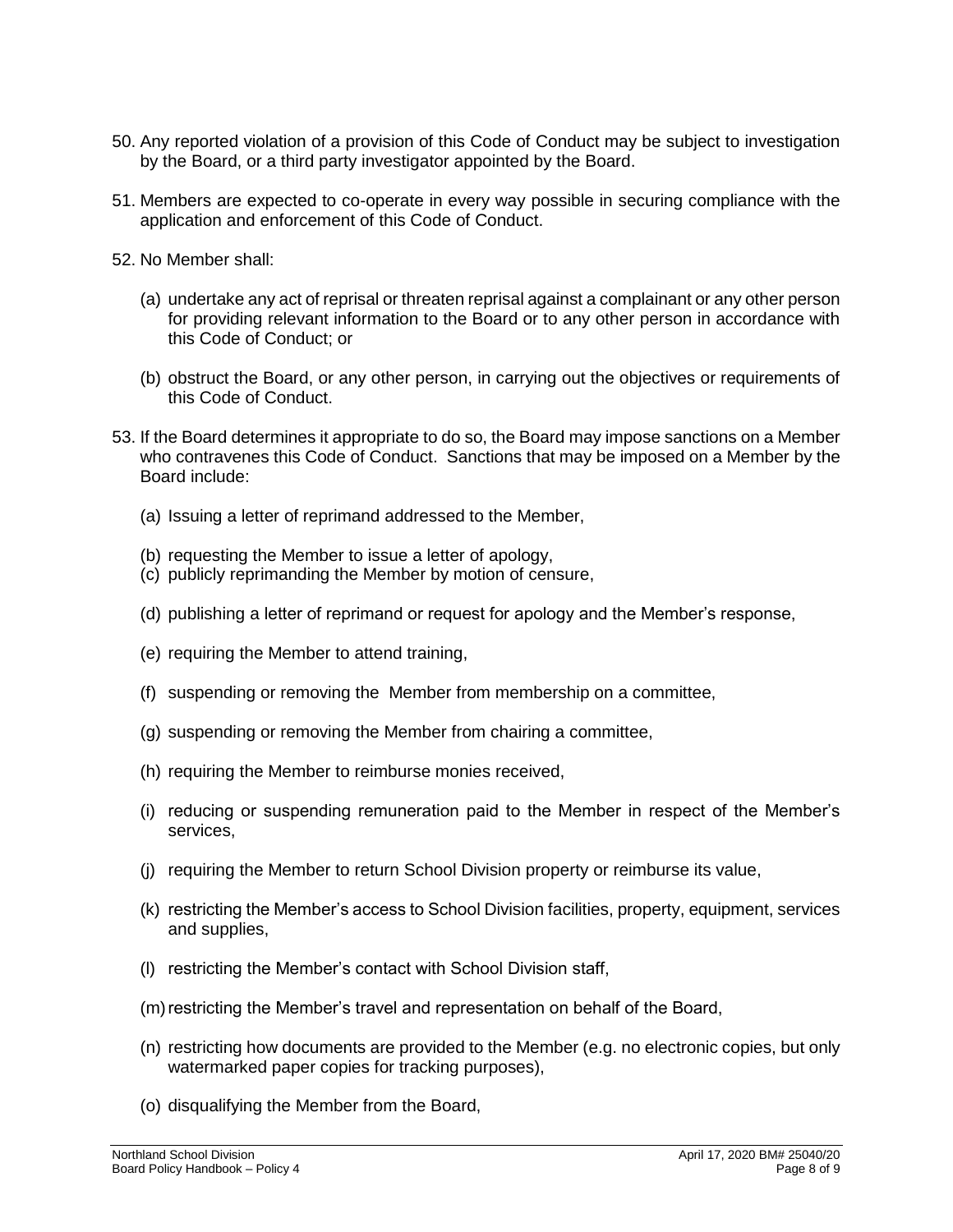50. Any reported violation of a provision of this Code of Conduct may be subject to investigation by the Board, or a third party investigator appointed by the Board.

51. Members are expected to co-operate in every way possible in securing compliance with the application and enforcement of this Code of Conduct.

52. No Member shall:

    (a) undertake any act of reprisal or threaten reprisal against a complainant or any other person for providing relevant information to the Board or to any other person in accordance with this Code of Conduct; or

    (b) obstruct the Board, or any other person, in carrying out the objectives or requirements of this Code of Conduct.

53. If the Board determines it appropriate to do so, the Board may impose sanctions on a Member who contravenes this Code of Conduct. Sanctions that may be imposed on a Member by the Board include:

    (a) Issuing a letter of reprimand addressed to the Member,

    (b) requesting the Member to issue a letter of apology,

    (c) publicly reprimanding the Member by motion of censure,

    (d) publishing a letter of reprimand or request for apology and the Member's response,

    (e) requiring the Member to attend training,

    (f) suspending or removing the Member from membership on a committee,

    (g) suspending or removing the Member from chairing a committee,

    (h) requiring the Member to reimburse monies received,

    (i) reducing or suspending remuneration paid to the Member in respect of the Member's services,

    (j) requiring the Member to return School Division property or reimburse its value,

    (k) restricting the Member's access to School Division facilities, property, equipment, services and supplies,

    (l) restricting the Member's contact with School Division staff,

    (m) restricting the Member's travel and representation on behalf of the Board,

    (n) restricting how documents are provided to the Member (e.g. no electronic copies, but only watermarked paper copies for tracking purposes),

    (o) disqualifying the Member from the Board,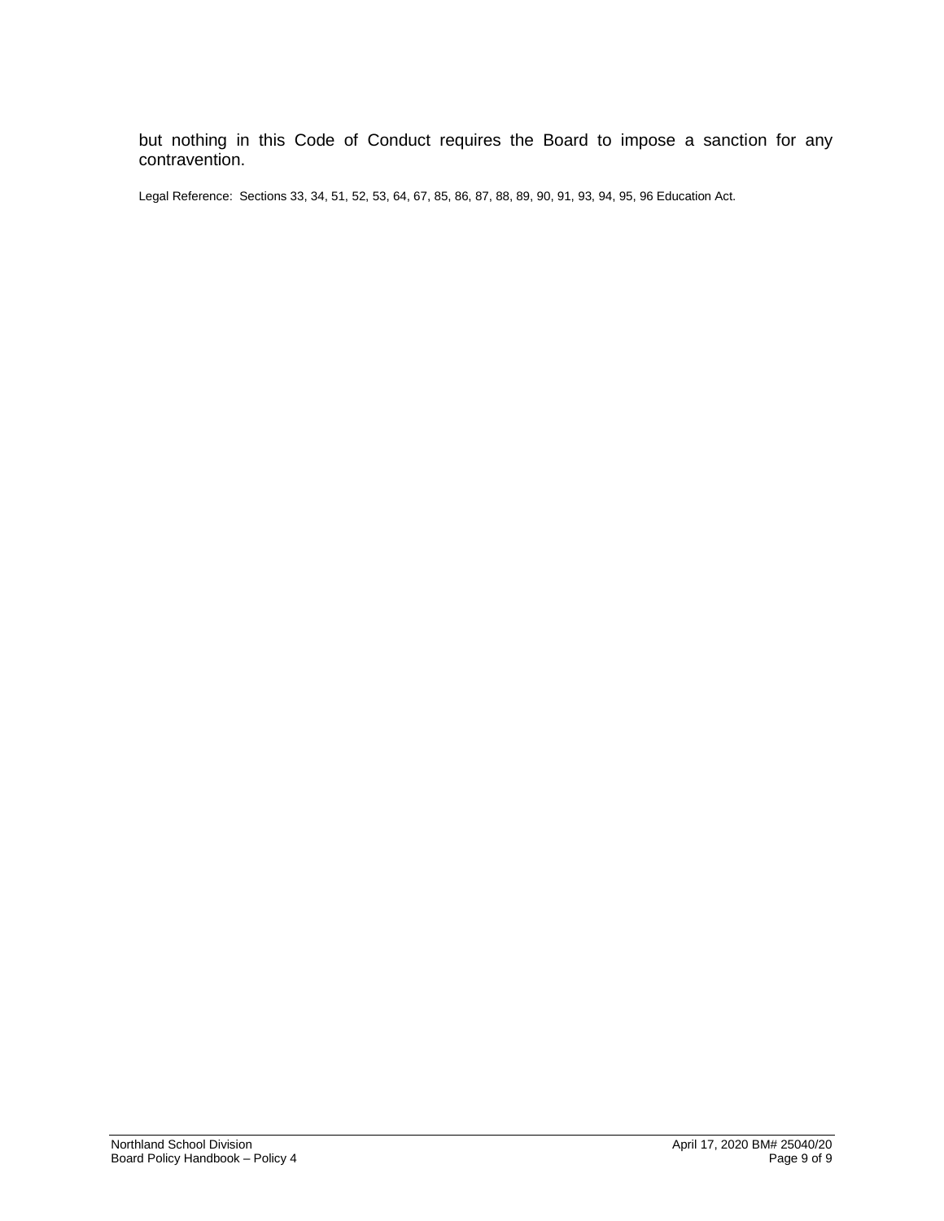but nothing in this Code of Conduct requires the Board to impose a sanction for any contravention.

Legal Reference: Sections 33, 34, 51, 52, 53, 64, 67, 85, 86, 87, 88, 89, 90, 91, 93, 94, 95, 96 Education Act.